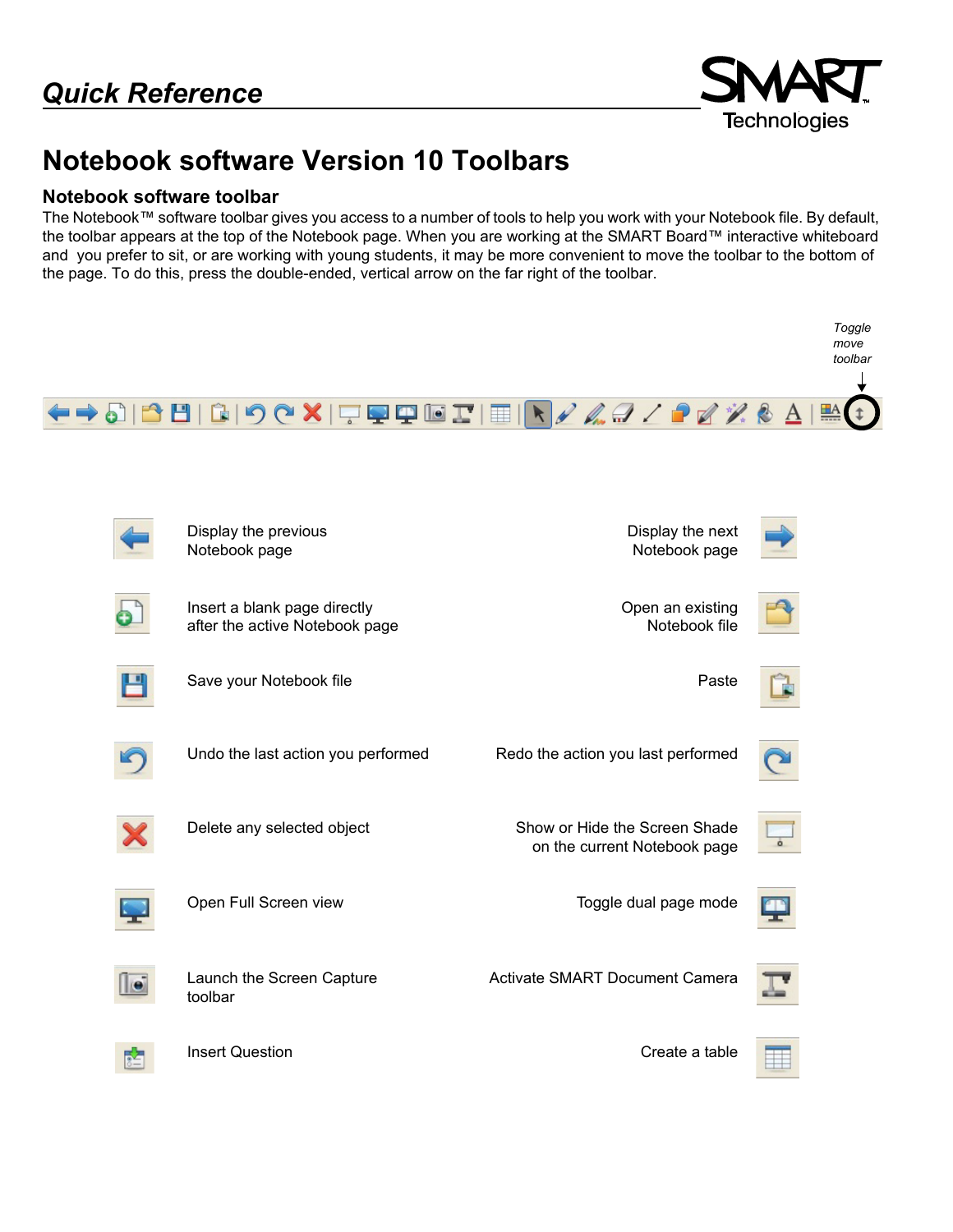## *Quick Reference*

# Notebook software Version 10 Toolbars

### Notebook software toolbar

The Notebook™ software toolbar gives you access to a number of tools to help you work with your Notebook file. By default, the toolbar appears at the top of the Notebook page. When you are working at the SMART Board™ interactive whiteboard and you prefer to sit, or are working with young students, it may be more convenient to move the toolbar to the bottom of the page. To do this, press the double-ended, vertical arrow on the far right of the toolbar.

*Toggle move toolbar*

Display the previous Notebook page

Display the next Notebook page

Insert a blank page directly after the active Notebook page

Open an existing Notebook file

Save your Notebook file

Paste

Undo the last action you performed

Redo the action you last performed

Delete any selected object

Show or Hide the Screen Shade on the current Notebook page

Open Full Screen view

Toggle dual page mode

Launch the Screen Capture toolbar

Activate SMART Document Camera

Insert Question

Create a table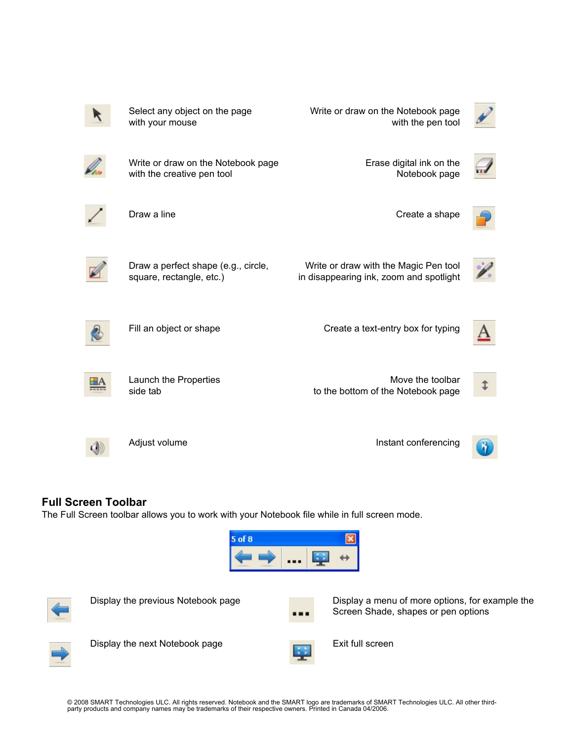Select any object on the page with your mouse

Write or draw on the Notebook page with the pen tool

Write or draw on the Notebook page with the creative pen tool

Erase digital ink on the Notebook page

Draw a line

Create a shape

Draw a perfect shape (e.g., circle, square, rectangle, etc.)

Write or draw with the Magic Pen tool in disappearing ink, zoom and spotlight

Fill an object or shape

Create a text-entry box for typing

Launch the Properties side tab

Move the toolbar to the bottom of the Notebook page

Adjust volume

Instant conferencing

## Full Screen Toolbar

The Full Screen toolbar allows you to work with your Notebook file while in full screen mode.

Display the previous Notebook page

Display a menu of more options, for example the Screen Shade, shapes or pen options

Display the next Notebook page

Exit full screen

© 2008 SMART Technologies ULC. All rights reserved. Notebook and the SMART logo are trademarks of SMART Technologies ULC. All other third-party products and company names may be trademarks of their respective owners. Printed in Canada 04/2006.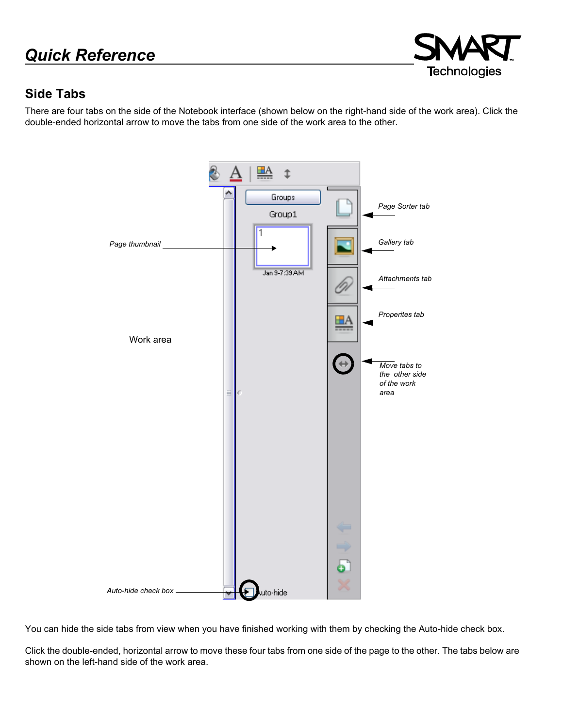## Quick Reference

### Side Tabs

There are four tabs on the side of the Notebook interface (shown below on the right-hand side of the work area). Click the double-ended horizontal arrow to move the tabs from one side of the work area to the other.

You can hide the side tabs from view when you have finished working with them by checking the Auto-hide check box.

Click the double-ended, horizontal arrow to move these four tabs from one side of the page to the other. The tabs below are shown on the left-hand side of the work area.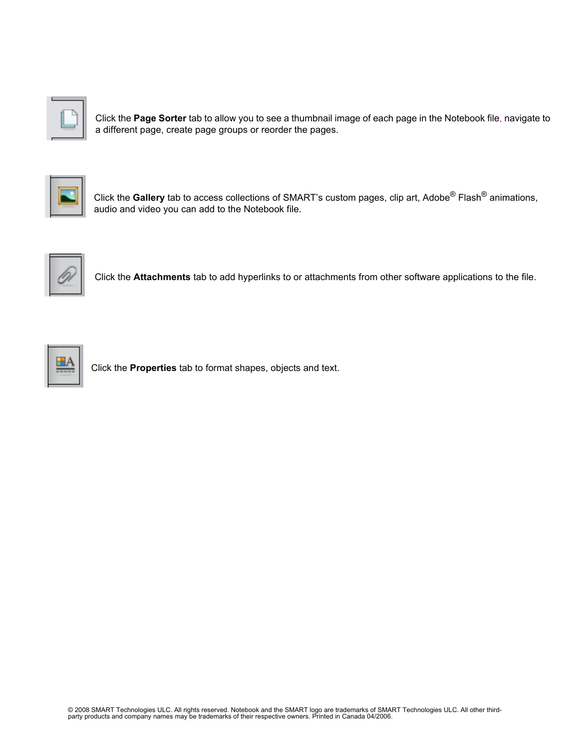Click the **Page Sorter** tab to allow you to see a thumbnail image of each page in the Notebook file, navigate to a different page, create page groups or reorder the pages.

Click the **Gallery** tab to access collections of SMART's custom pages, clip art, Adobe® Flash® animations, audio and video you can add to the Notebook file.

Click the **Attachments** tab to add hyperlinks to or attachments from other software applications to the file.

Click the **Properties** tab to format shapes, objects and text.

© 2008 SMART Technologies ULC. All rights reserved. Notebook and the SMART logo are trademarks of SMART Technologies ULC. All other third-party products and company names may be trademarks of their respective owners. Printed in Canada 04/2006.